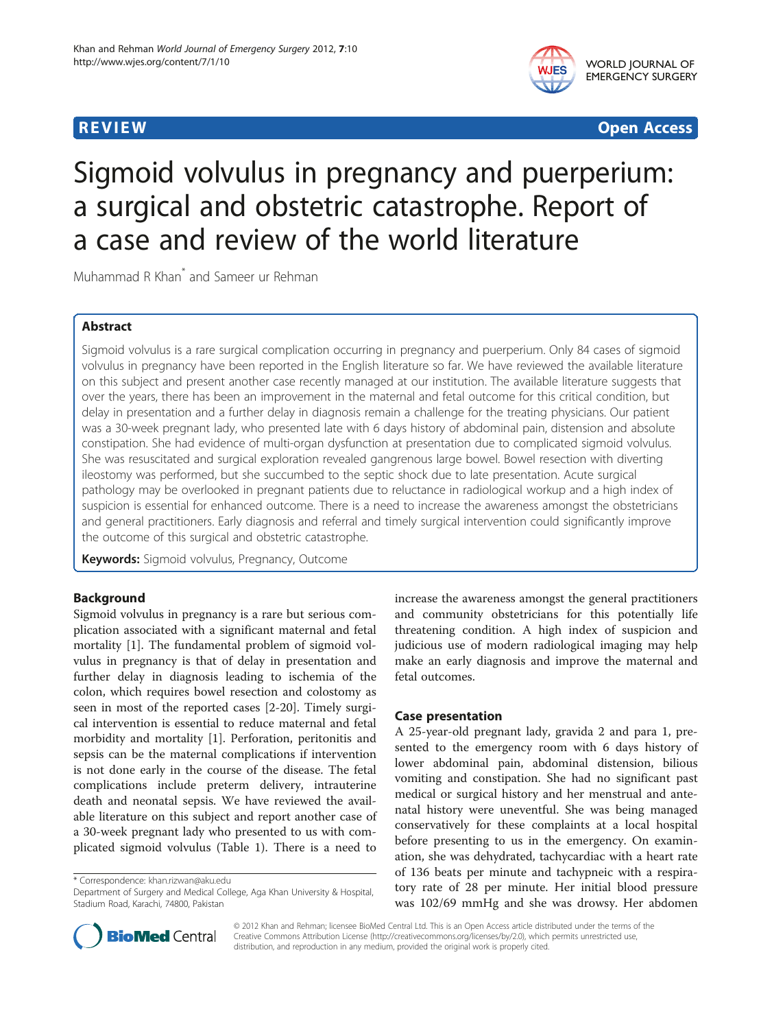REVIEW Open Access

# Sigmoid volvulus in pregnancy and puerperium: a surgical and obstetric catastrophe. Report of a case and review of the world literature

Muhammad R Khan* and Sameer ur Rehman

## Abstract

Sigmoid volvulus is a rare surgical complication occurring in pregnancy and puerperium. Only 84 cases of sigmoid volvulus in pregnancy have been reported in the English literature so far. We have reviewed the available literature on this subject and present another case recently managed at our institution. The available literature suggests that over the years, there has been an improvement in the maternal and fetal outcome for this critical condition, but delay in presentation and a further delay in diagnosis remain a challenge for the treating physicians. Our patient was a 30-week pregnant lady, who presented late with 6 days history of abdominal pain, distension and absolute constipation. She had evidence of multi-organ dysfunction at presentation due to complicated sigmoid volvulus. She was resuscitated and surgical exploration revealed gangrenous large bowel. Bowel resection with diverting ileostomy was performed, but she succumbed to the septic shock due to late presentation. Acute surgical pathology may be overlooked in pregnant patients due to reluctance in radiological workup and a high index of suspicion is essential for enhanced outcome. There is a need to increase the awareness amongst the obstetricians and general practitioners. Early diagnosis and referral and timely surgical intervention could significantly improve the outcome of this surgical and obstetric catastrophe.

**Keywords:** Sigmoid volvulus, Pregnancy, Outcome

## Background

Sigmoid volvulus in pregnancy is a rare but serious complication associated with a significant maternal and fetal mortality [1]. The fundamental problem of sigmoid volvulus in pregnancy is that of delay in presentation and further delay in diagnosis leading to ischemia of the colon, which requires bowel resection and colostomy as seen in most of the reported cases [2-20]. Timely surgical intervention is essential to reduce maternal and fetal morbidity and mortality [1]. Perforation, peritonitis and sepsis can be the maternal complications if intervention is not done early in the course of the disease. The fetal complications include preterm delivery, intrauterine death and neonatal sepsis. We have reviewed the available literature on this subject and report another case of a 30-week pregnant lady who presented to us with complicated sigmoid volvulus (Table 1). There is a need to increase the awareness amongst the general practitioners and community obstetricians for this potentially life threatening condition. A high index of suspicion and judicious use of modern radiological imaging may help make an early diagnosis and improve the maternal and fetal outcomes.

## Case presentation

A 25-year-old pregnant lady, gravida 2 and para 1, presented to the emergency room with 6 days history of lower abdominal pain, abdominal distension, bilious vomiting and constipation. She had no significant past medical or surgical history and her menstrual and antenatal history were uneventful. She was being managed conservatively for these complaints at a local hospital before presenting to us in the emergency. On examination, she was dehydrated, tachycardiac with a heart rate of 136 beats per minute and tachypneic with a respiratory rate of 28 per minute. Her initial blood pressure was 102/69 mmHg and she was drowsy. Her abdomen

\* Correspondence: khan.rizwan@aku.edu
Department of Surgery and Medical College, Aga Khan University & Hospital, Stadium Road, Karachi, 74800, Pakistan

© 2012 Khan and Rehman; licensee BioMed Central Ltd. This is an Open Access article distributed under the terms of the Creative Commons Attribution License (http://creativecommons.org/licenses/by/2.0), which permits unrestricted use, distribution, and reproduction in any medium, provided the original work is properly cited.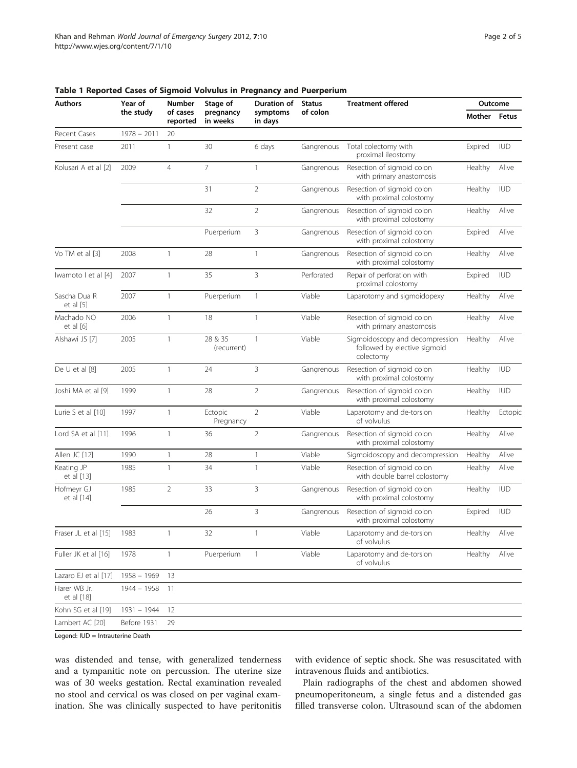**Table 1 Reported Cases of Sigmoid Volvulus in Pregnancy and Puerperium**

| Authors | Year of the study | Number of cases reported | Stage of pregnancy in weeks | Duration of symptoms in days | Status of colon | Treatment offered | Outcome | |
|---|---|---|---|---|---|---|---|---|
| | | | | | | | Mother | Fetus |
| Recent Cases | 1978 – 2011 | 20 | | | | | | |
| Present case | 2011 | 1 | 30 | 6 days | Gangrenous | Total colectomy with proximal ileostomy | Expired | IUD |
| Kolusari A et al [2] | 2009 | 4 | 7 | 1 | Gangrenous | Resection of sigmoid colon with primary anastomosis | Healthy | Alive |
| | | | 31 | 2 | Gangrenous | Resection of sigmoid colon with proximal colostomy | Healthy | IUD |
| | | | 32 | 2 | Gangrenous | Resection of sigmoid colon with proximal colostomy | Healthy | Alive |
| | | | Puerperium | 3 | Gangrenous | Resection of sigmoid colon with proximal colostomy | Expired | Alive |
| Vo TM et al [3] | 2008 | 1 | 28 | 1 | Gangrenous | Resection of sigmoid colon with proximal colostomy | Healthy | Alive |
| Iwamoto I et al [4] | 2007 | 1 | 35 | 3 | Perforated | Repair of perforation with proximal colostomy | Expired | IUD |
| Sascha Dua R et al [5] | 2007 | 1 | Puerperium | 1 | Viable | Laparotomy and sigmoidopexy | Healthy | Alive |
| Machado NO et al [6] | 2006 | 1 | 18 | 1 | Viable | Resection of sigmoid colon with primary anastomosis | Healthy | Alive |
| Alshawi JS [7] | 2005 | 1 | 28 & 35 (recurrent) | 1 | Viable | Sigmoidoscopy and decompression followed by elective sigmoid colectomy | Healthy | Alive |
| De U et al [8] | 2005 | 1 | 24 | 3 | Gangrenous | Resection of sigmoid colon with proximal colostomy | Healthy | IUD |
| Joshi MA et al [9] | 1999 | 1 | 28 | 2 | Gangrenous | Resection of sigmoid colon with proximal colostomy | Healthy | IUD |
| Lurie S et al [10] | 1997 | 1 | Ectopic Pregnancy | 2 | Viable | Laparotomy and de-torsion of volvulus | Healthy | Ectopic |
| Lord SA et al [11] | 1996 | 1 | 36 | 2 | Gangrenous | Resection of sigmoid colon with proximal colostomy | Healthy | Alive |
| Allen JC [12] | 1990 | 1 | 28 | 1 | Viable | Sigmoidoscopy and decompression | Healthy | Alive |
| Keating JP et al [13] | 1985 | 1 | 34 | 1 | Viable | Resection of sigmoid colon with double barrel colostomy | Healthy | Alive |
| Hofmeyr GJ et al [14] | 1985 | 2 | 33 | 3 | Gangrenous | Resection of sigmoid colon with proximal colostomy | Healthy | IUD |
| | | | 26 | 3 | Gangrenous | Resection of sigmoid colon with proximal colostomy | Expired | IUD |
| Fraser JL et al [15] | 1983 | 1 | 32 | 1 | Viable | Laparotomy and de-torsion of volvulus | Healthy | Alive |
| Fuller JK et al [16] | 1978 | 1 | Puerperium | 1 | Viable | Laparotomy and de-torsion of volvulus | Healthy | Alive |
| Lazaro EJ et al [17] | 1958 – 1969 | 13 | | | | | | |
| Harer WB Jr. et al [18] | 1944 – 1958 | 11 | | | | | | |
| Kohn SG et al [19] | 1931 – 1944 | 12 | | | | | | |
| Lambert AC [20] | Before 1931 | 29 | | | | | | |

Legend: IUD = Intrauterine Death

was distended and tense, with generalized tenderness and a tympanitic note on percussion. The uterine size was of 30 weeks gestation. Rectal examination revealed no stool and cervical os was closed on per vaginal examination. She was clinically suspected to have peritonitis with evidence of septic shock. She was resuscitated with intravenous fluids and antibiotics.

Plain radiographs of the chest and abdomen showed pneumoperitoneum, a single fetus and a distended gas filled transverse colon. Ultrasound scan of the abdomen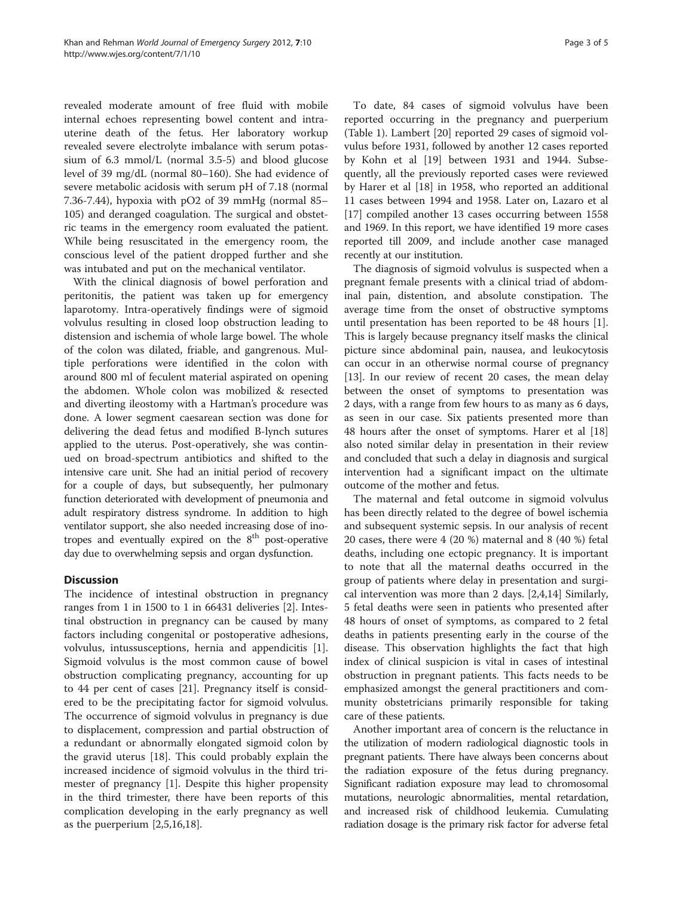revealed moderate amount of free fluid with mobile internal echoes representing bowel content and intrauterine death of the fetus. Her laboratory workup revealed severe electrolyte imbalance with serum potassium of 6.3 mmol/L (normal 3.5-5) and blood glucose level of 39 mg/dL (normal 80–160). She had evidence of severe metabolic acidosis with serum pH of 7.18 (normal 7.36-7.44), hypoxia with pO2 of 39 mmHg (normal 85–105) and deranged coagulation. The surgical and obstetric teams in the emergency room evaluated the patient. While being resuscitated in the emergency room, the conscious level of the patient dropped further and she was intubated and put on the mechanical ventilator.

With the clinical diagnosis of bowel perforation and peritonitis, the patient was taken up for emergency laparotomy. Intra-operatively findings were of sigmoid volvulus resulting in closed loop obstruction leading to distension and ischemia of whole large bowel. The whole of the colon was dilated, friable, and gangrenous. Multiple perforations were identified in the colon with around 800 ml of feculent material aspirated on opening the abdomen. Whole colon was mobilized & resected and diverting ileostomy with a Hartman's procedure was done. A lower segment caesarean section was done for delivering the dead fetus and modified B-lynch sutures applied to the uterus. Post-operatively, she was continued on broad-spectrum antibiotics and shifted to the intensive care unit. She had an initial period of recovery for a couple of days, but subsequently, her pulmonary function deteriorated with development of pneumonia and adult respiratory distress syndrome. In addition to high ventilator support, she also needed increasing dose of inotropes and eventually expired on the 8th post-operative day due to overwhelming sepsis and organ dysfunction.

## Discussion

The incidence of intestinal obstruction in pregnancy ranges from 1 in 1500 to 1 in 66431 deliveries [2]. Intestinal obstruction in pregnancy can be caused by many factors including congenital or postoperative adhesions, volvulus, intussusceptions, hernia and appendicitis [1]. Sigmoid volvulus is the most common cause of bowel obstruction complicating pregnancy, accounting for up to 44 per cent of cases [21]. Pregnancy itself is considered to be the precipitating factor for sigmoid volvulus. The occurrence of sigmoid volvulus in pregnancy is due to displacement, compression and partial obstruction of a redundant or abnormally elongated sigmoid colon by the gravid uterus [18]. This could probably explain the increased incidence of sigmoid volvulus in the third trimester of pregnancy [1]. Despite this higher propensity in the third trimester, there have been reports of this complication developing in the early pregnancy as well as the puerperium [2,5,16,18].

To date, 84 cases of sigmoid volvulus have been reported occurring in the pregnancy and puerperium (Table 1). Lambert [20] reported 29 cases of sigmoid volvulus before 1931, followed by another 12 cases reported by Kohn et al [19] between 1931 and 1944. Subsequently, all the previously reported cases were reviewed by Harer et al [18] in 1958, who reported an additional 11 cases between 1994 and 1958. Later on, Lazaro et al [17] compiled another 13 cases occurring between 1558 and 1969. In this report, we have identified 19 more cases reported till 2009, and include another case managed recently at our institution.

The diagnosis of sigmoid volvulus is suspected when a pregnant female presents with a clinical triad of abdominal pain, distention, and absolute constipation. The average time from the onset of obstructive symptoms until presentation has been reported to be 48 hours [1]. This is largely because pregnancy itself masks the clinical picture since abdominal pain, nausea, and leukocytosis can occur in an otherwise normal course of pregnancy [13]. In our review of recent 20 cases, the mean delay between the onset of symptoms to presentation was 2 days, with a range from few hours to as many as 6 days, as seen in our case. Six patients presented more than 48 hours after the onset of symptoms. Harer et al [18] also noted similar delay in presentation in their review and concluded that such a delay in diagnosis and surgical intervention had a significant impact on the ultimate outcome of the mother and fetus.

The maternal and fetal outcome in sigmoid volvulus has been directly related to the degree of bowel ischemia and subsequent systemic sepsis. In our analysis of recent 20 cases, there were 4 (20 %) maternal and 8 (40 %) fetal deaths, including one ectopic pregnancy. It is important to note that all the maternal deaths occurred in the group of patients where delay in presentation and surgical intervention was more than 2 days. [2,4,14] Similarly, 5 fetal deaths were seen in patients who presented after 48 hours of onset of symptoms, as compared to 2 fetal deaths in patients presenting early in the course of the disease. This observation highlights the fact that high index of clinical suspicion is vital in cases of intestinal obstruction in pregnant patients. This facts needs to be emphasized amongst the general practitioners and community obstetricians primarily responsible for taking care of these patients.

Another important area of concern is the reluctance in the utilization of modern radiological diagnostic tools in pregnant patients. There have always been concerns about the radiation exposure of the fetus during pregnancy. Significant radiation exposure may lead to chromosomal mutations, neurologic abnormalities, mental retardation, and increased risk of childhood leukemia. Cumulating radiation dosage is the primary risk factor for adverse fetal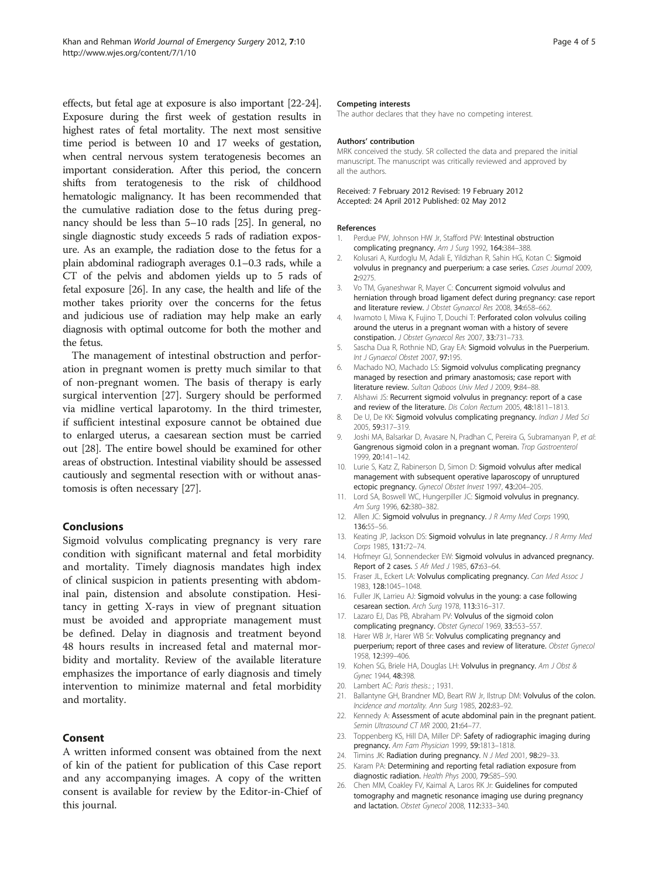effects, but fetal age at exposure is also important [22-24]. Exposure during the first week of gestation results in highest rates of fetal mortality. The next most sensitive time period is between 10 and 17 weeks of gestation, when central nervous system teratogenesis becomes an important consideration. After this period, the concern shifts from teratogenesis to the risk of childhood hematologic malignancy. It has been recommended that the cumulative radiation dose to the fetus during pregnancy should be less than 5–10 rads [25]. In general, no single diagnostic study exceeds 5 rads of radiation exposure. As an example, the radiation dose to the fetus for a plain abdominal radiograph averages 0.1–0.3 rads, while a CT of the pelvis and abdomen yields up to 5 rads of fetal exposure [26]. In any case, the health and life of the mother takes priority over the concerns for the fetus and judicious use of radiation may help make an early diagnosis with optimal outcome for both the mother and the fetus.

The management of intestinal obstruction and perforation in pregnant women is pretty much similar to that of non-pregnant women. The basis of therapy is early surgical intervention [27]. Surgery should be performed via midline vertical laparotomy. In the third trimester, if sufficient intestinal exposure cannot be obtained due to enlarged uterus, a caesarean section must be carried out [28]. The entire bowel should be examined for other areas of obstruction. Intestinal viability should be assessed cautiously and segmental resection with or without anastomosis is often necessary [27].

## Conclusions

Sigmoid volvulus complicating pregnancy is very rare condition with significant maternal and fetal morbidity and mortality. Timely diagnosis mandates high index of clinical suspicion in patients presenting with abdominal pain, distension and absolute constipation. Hesitancy in getting X-rays in view of pregnant situation must be avoided and appropriate management must be defined. Delay in diagnosis and treatment beyond 48 hours results in increased fetal and maternal morbidity and mortality. Review of the available literature emphasizes the importance of early diagnosis and timely intervention to minimize maternal and fetal morbidity and mortality.

## Consent

A written informed consent was obtained from the next of kin of the patient for publication of this Case report and any accompanying images. A copy of the written consent is available for review by the Editor-in-Chief of this journal.

#### Competing interests

The author declares that they have no competing interest.

#### Authors' contribution

MRK conceived the study. SR collected the data and prepared the initial manuscript. The manuscript was critically reviewed and approved by all the authors.

Received: 7 February 2012 Revised: 19 February 2012
Accepted: 24 April 2012 Published: 02 May 2012

#### References

1. Perdue PW, Johnson HW Jr, Stafford PW: **Intestinal obstruction complicating pregnancy.** *Am J Surg* 1992, **164:**384–388.
2. Kolusari A, Kurdoglu M, Adali E, Yildizhan R, Sahin HG, Kotan C: **Sigmoid volvulus in pregnancy and puerperium: a case series.** *Cases Journal* 2009, **2:**9275.
3. Vo TM, Gyaneshwar R, Mayer C: **Concurrent sigmoid volvulus and herniation through broad ligament defect during pregnancy: case report and literature review.** *J Obstet Gynaecol Res* 2008, **34:**658–662.
4. Iwamoto I, Miwa K, Fujino T, Douchi T: **Perforated colon volvulus coiling around the uterus in a pregnant woman with a history of severe constipation.** *J Obstet Gynaecol Res* 2007, **33:**731–733.
5. Sascha Dua R, Rothnie ND, Gray EA: **Sigmoid volvulus in the Puerperium.** *Int J Gynaecol Obstet* 2007, **97:**195.
6. Machado NO, Machado LS: **Sigmoid volvulus complicating pregnancy managed by resection and primary anastomosis; case report with literature review.** *Sultan Qaboos Univ Med J* 2009, **9:**84–88.
7. Alshawi JS: **Recurrent sigmoid volvulus in pregnancy: report of a case and review of the literature.** *Dis Colon Rectum* 2005, **48:**1811–1813.
8. De U, De KK: **Sigmoid volvulus complicating pregnancy.** *Indian J Med Sci* 2005, **59:**317–319.
9. Joshi MA, Balsarkar D, Avasare N, Pradhan C, Pereira G, Subramanyan P, *et al*: **Gangrenous sigmoid colon in a pregnant woman.** *Trop Gastroenterol* 1999, **20:**141–142.
10. Lurie S, Katz Z, Rabinerson D, Simon D: **Sigmoid volvulus after medical management with subsequent operative laparoscopy of unruptured ectopic pregnancy.** *Gynecol Obstet Invest* 1997, **43:**204–205.
11. Lord SA, Boswell WC, Hungerpiller JC: **Sigmoid volvulus in pregnancy.** *Am Surg* 1996, **62:**380–382.
12. Allen JC: **Sigmoid volvulus in pregnancy.** *J R Army Med Corps* 1990, **136:**55–56.
13. Keating JP, Jackson DS: **Sigmoid volvulus in late pregnancy.** *J R Army Med Corps* 1985, **131:**72–74.
14. Hofmeyr GJ, Sonnendecker EW: **Sigmoid volvulus in advanced pregnancy. Report of 2 cases.** *S Afr Med J* 1985, **67:**63–64.
15. Fraser JL, Eckert LA: **Volvulus complicating pregnancy.** *Can Med Assoc J* 1983, **128:**1045–1048.
16. Fuller JK, Larrieu AJ: **Sigmoid volvulus in the young: a case following cesarean section.** *Arch Surg* 1978, **113:**316–317.
17. Lazaro EJ, Das PB, Abraham PV: **Volvulus of the sigmoid colon complicating pregnancy.** *Obstet Gynecol* 1969, **33:**553–557.
18. Harer WB Jr, Harer WB Sr: **Volvulus complicating pregnancy and puerperium; report of three cases and review of literature.** *Obstet Gynecol* 1958, **12:**399–406.
19. Kohen SG, Briele HA, Douglas LH: **Volvulus in pregnancy.** *Am J Obst & Gynec* 1944, **48:**398.
20. Lambert AC: *Paris thesis:*; 1931.
21. Ballantyne GH, Brandner MD, Beart RW Jr, Ilstrup DM: **Volvulus of the colon. Incidence and mortality.** *Ann Surg* 1985, **202:**83–92.
22. Kennedy A: **Assessment of acute abdominal pain in the pregnant patient.** *Semin Ultrasound CT MR* 2000, **21:**64–77.
23. Toppenberg KS, Hill DA, Miller DP: **Safety of radiographic imaging during pregnancy.** *Am Fam Physician* 1999, **59:**1813–1818.
24. Timins JK: **Radiation during pregnancy.** *N J Med* 2001, **98:**29–33.
25. Karam PA: **Determining and reporting fetal radiation exposure from diagnostic radiation.** *Health Phys* 2000, **79:**S85–S90.
26. Chen MM, Coakley FV, Kaimal A, Laros RK Jr: **Guidelines for computed tomography and magnetic resonance imaging use during pregnancy and lactation.** *Obstet Gynecol* 2008, **112:**333–340.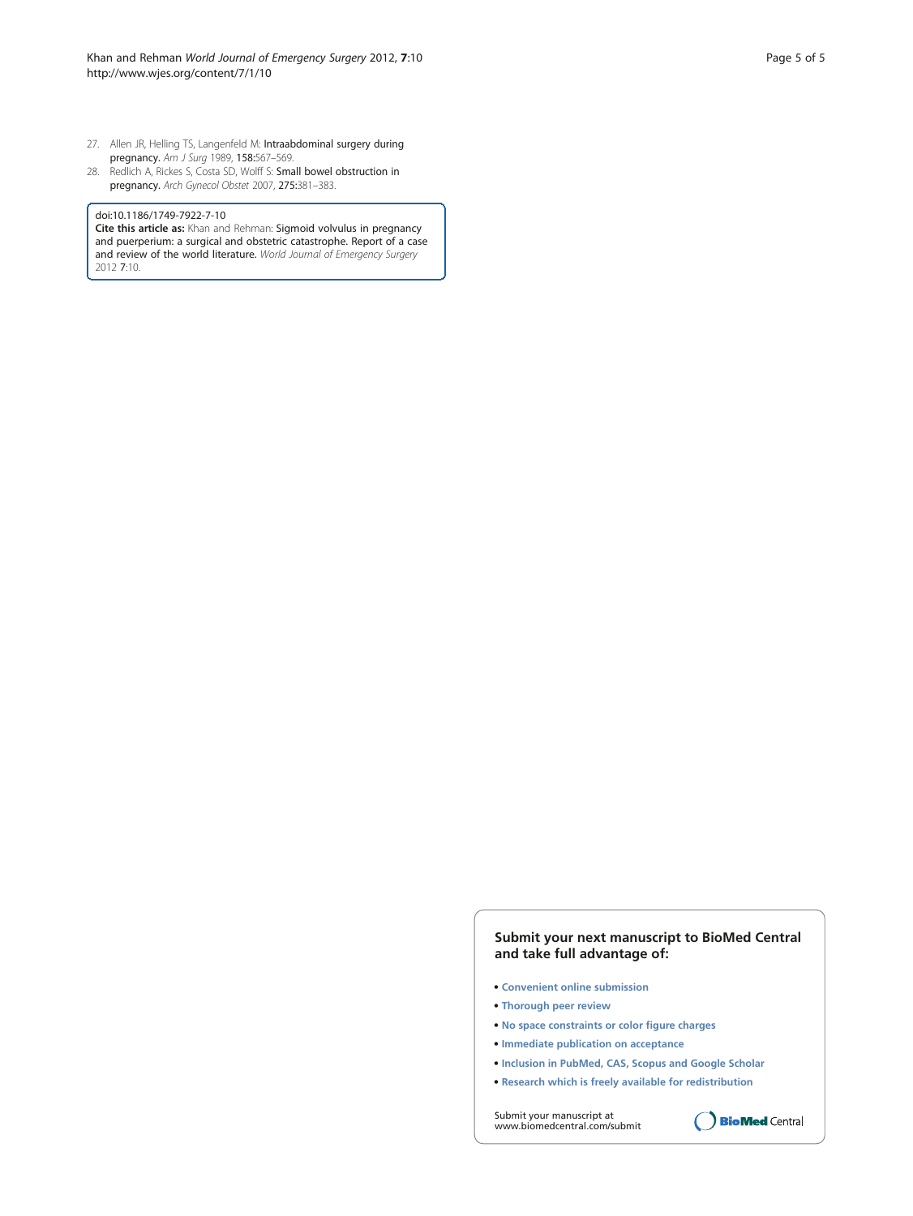27. Allen JR, Helling TS, Langenfeld M: **Intraabdominal surgery during pregnancy.** *Am J Surg* 1989, **158:**567–569.
28. Redlich A, Rickes S, Costa SD, Wolff S: **Small bowel obstruction in pregnancy.** *Arch Gynecol Obstet* 2007, **275:**381–383.

doi:10.1186/1749-7922-7-10
**Cite this article as:** Khan and Rehman: Sigmoid volvulus in pregnancy and puerperium: a surgical and obstetric catastrophe. Report of a case and review of the world literature. *World Journal of Emergency Surgery* 2012 **7**:10.

**Submit your next manuscript to BioMed Central and take full advantage of:**

- **Convenient online submission**
- **Thorough peer review**
- **No space constraints or color figure charges**
- **Immediate publication on acceptance**
- **Inclusion in PubMed, CAS, Scopus and Google Scholar**
- **Research which is freely available for redistribution**

Submit your manuscript at
www.biomedcentral.com/submit

BioMed Central